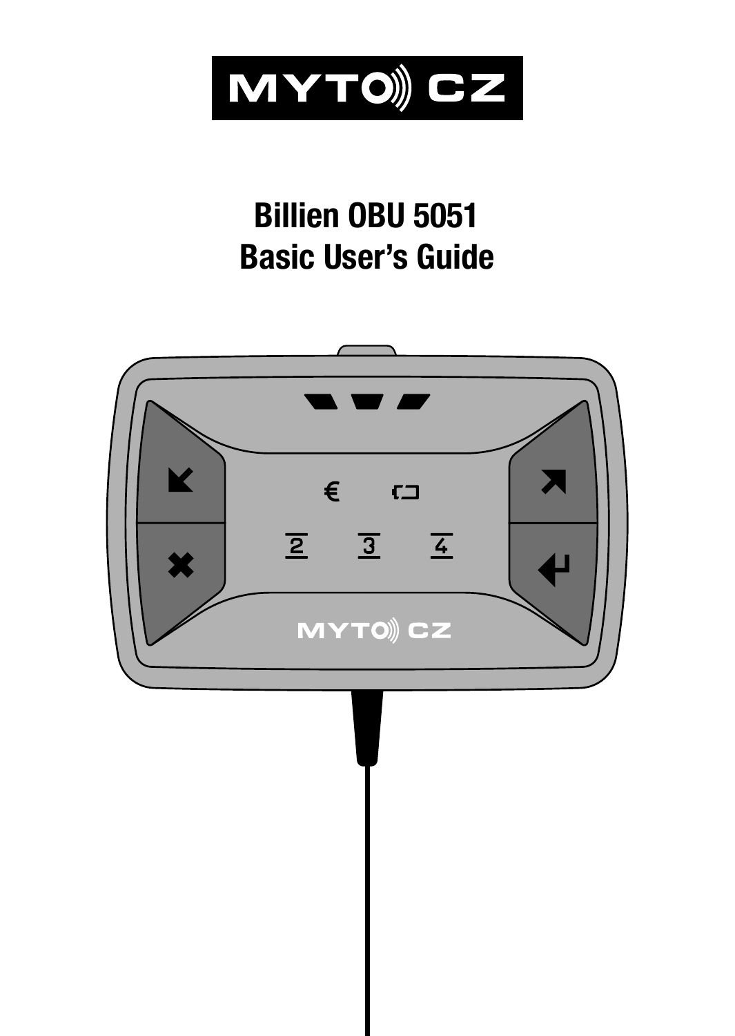MYTO CZ

# Billien OBU 5051
# Basic User's Guide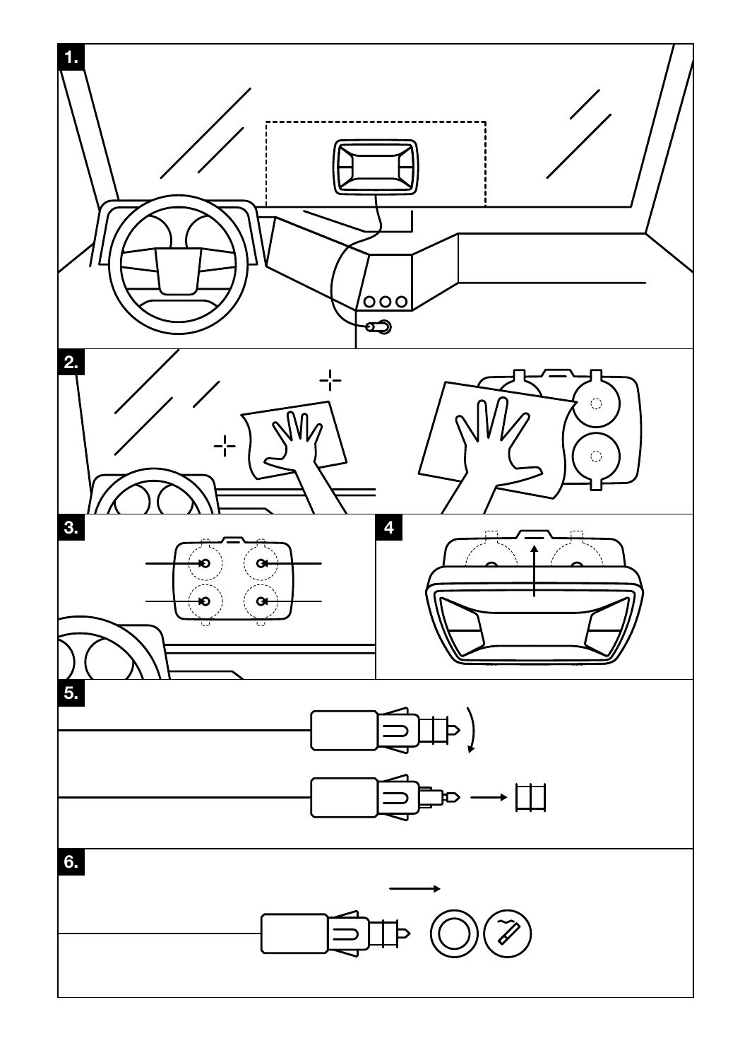1.

2.

3.

4

5.

6.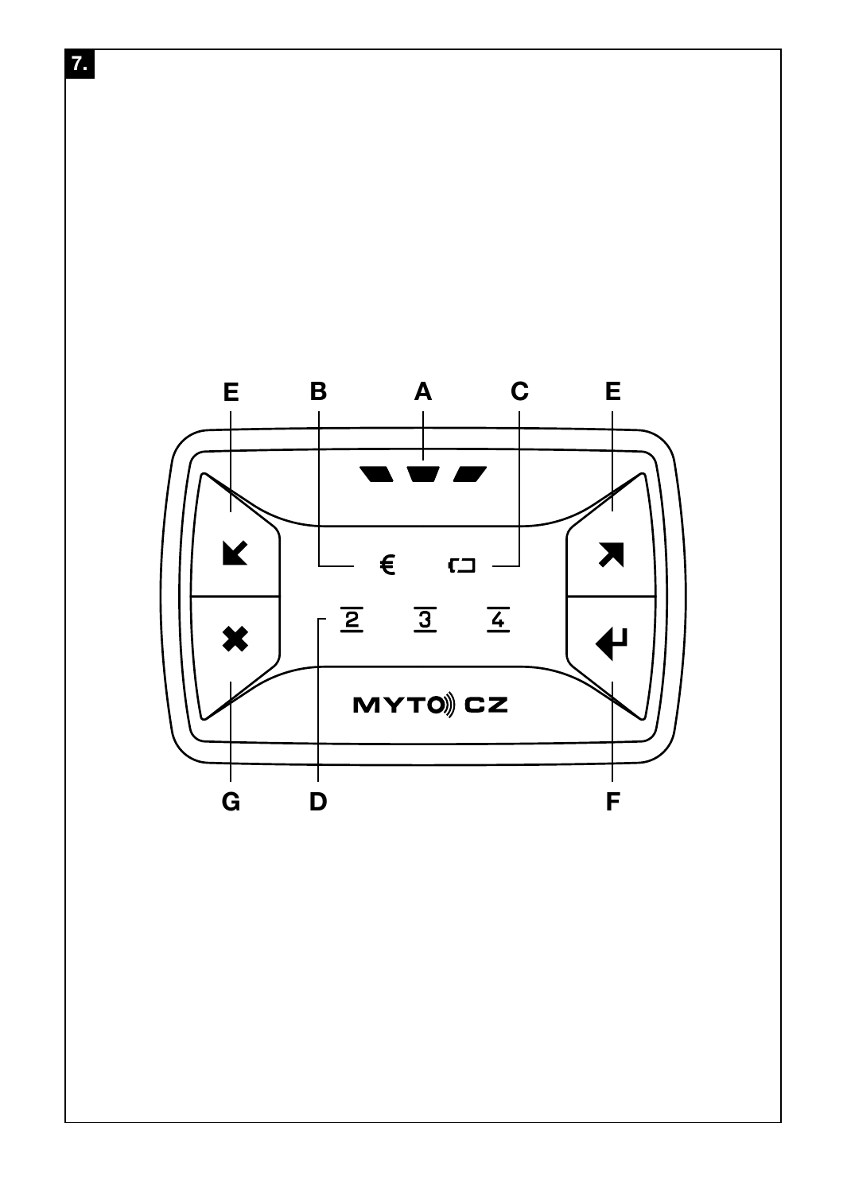**7.**

E B A C E

€

2 3 4

MYTO CZ

G D F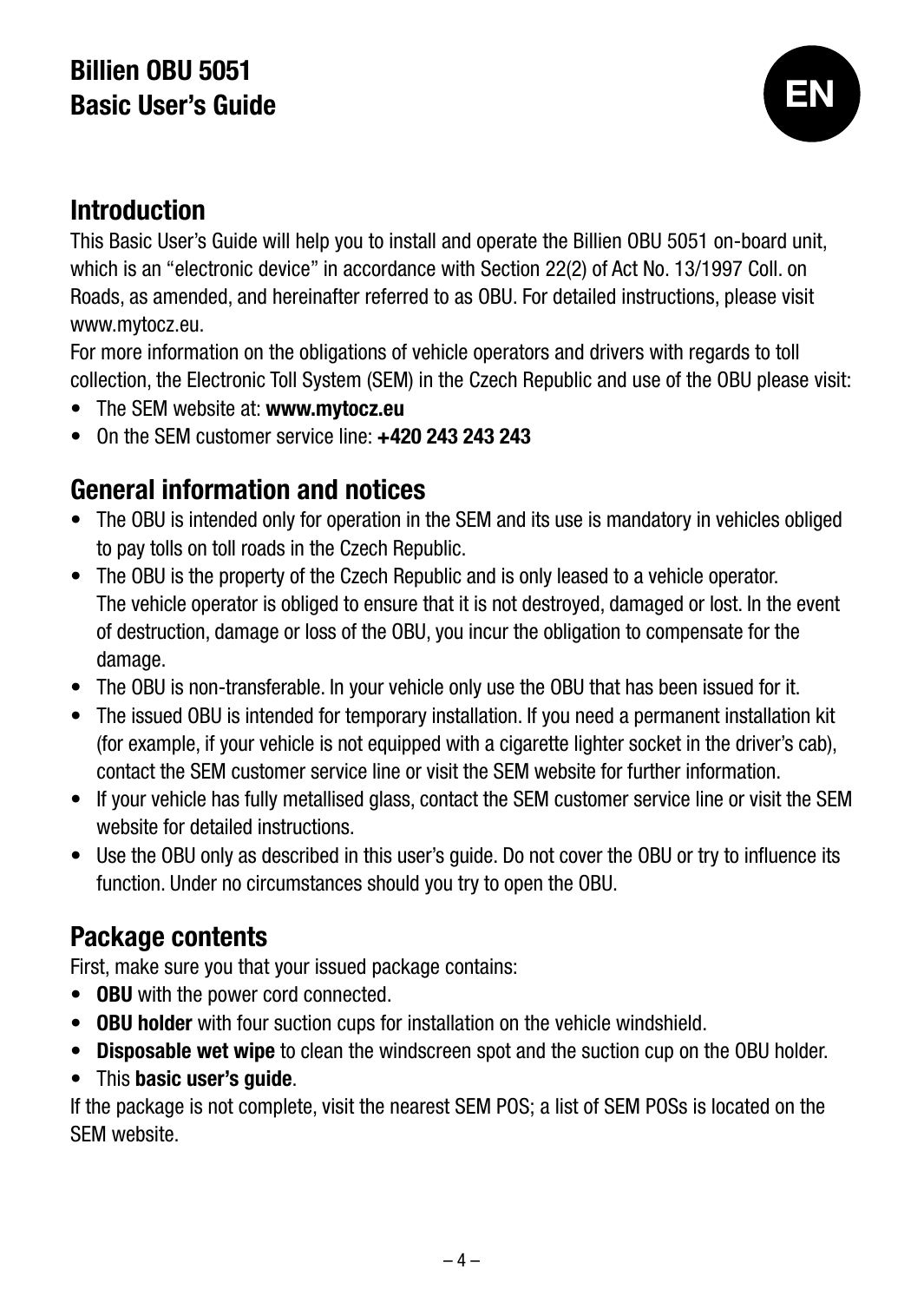# Billien OBU 5051
# Basic User's Guide

EN

## Introduction

This Basic User's Guide will help you to install and operate the Billien OBU 5051 on-board unit, which is an "electronic device" in accordance with Section 22(2) of Act No. 13/1997 Coll. on Roads, as amended, and hereinafter referred to as OBU. For detailed instructions, please visit www.mytocz.eu.

For more information on the obligations of vehicle operators and drivers with regards to toll collection, the Electronic Toll System (SEM) in the Czech Republic and use of the OBU please visit:

- The SEM website at: **www.mytocz.eu**
- On the SEM customer service line: **+420 243 243 243**

## General information and notices

- The OBU is intended only for operation in the SEM and its use is mandatory in vehicles obliged to pay tolls on toll roads in the Czech Republic.
- The OBU is the property of the Czech Republic and is only leased to a vehicle operator. The vehicle operator is obliged to ensure that it is not destroyed, damaged or lost. In the event of destruction, damage or loss of the OBU, you incur the obligation to compensate for the damage.
- The OBU is non-transferable. In your vehicle only use the OBU that has been issued for it.
- The issued OBU is intended for temporary installation. If you need a permanent installation kit (for example, if your vehicle is not equipped with a cigarette lighter socket in the driver's cab), contact the SEM customer service line or visit the SEM website for further information.
- If your vehicle has fully metallised glass, contact the SEM customer service line or visit the SEM website for detailed instructions.
- Use the OBU only as described in this user's guide. Do not cover the OBU or try to influence its function. Under no circumstances should you try to open the OBU.

## Package contents

First, make sure you that your issued package contains:

- **OBU** with the power cord connected.
- **OBU holder** with four suction cups for installation on the vehicle windshield.
- **Disposable wet wipe** to clean the windscreen spot and the suction cup on the OBU holder.
- This **basic user's guide**.

If the package is not complete, visit the nearest SEM POS; a list of SEM POSs is located on the SEM website.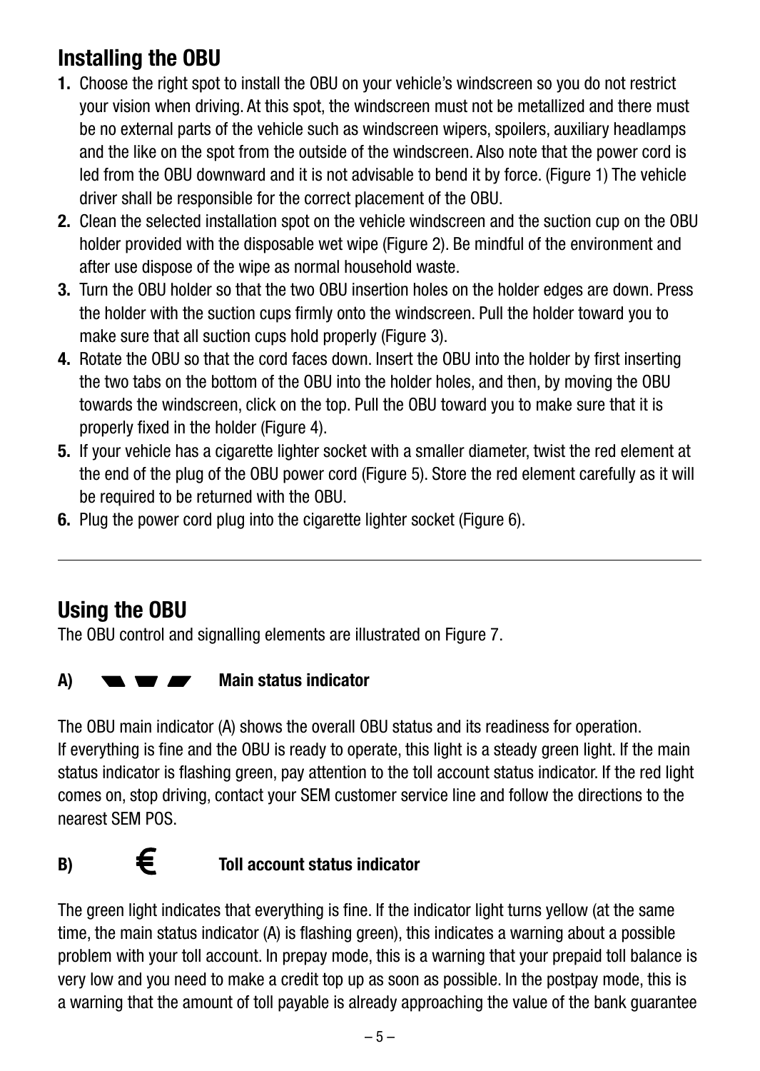## Installing the OBU

1. Choose the right spot to install the OBU on your vehicle's windscreen so you do not restrict your vision when driving. At this spot, the windscreen must not be metallized and there must be no external parts of the vehicle such as windscreen wipers, spoilers, auxiliary headlamps and the like on the spot from the outside of the windscreen. Also note that the power cord is led from the OBU downward and it is not advisable to bend it by force. (Figure 1) The vehicle driver shall be responsible for the correct placement of the OBU.
2. Clean the selected installation spot on the vehicle windscreen and the suction cup on the OBU holder provided with the disposable wet wipe (Figure 2). Be mindful of the environment and after use dispose of the wipe as normal household waste.
3. Turn the OBU holder so that the two OBU insertion holes on the holder edges are down. Press the holder with the suction cups firmly onto the windscreen. Pull the holder toward you to make sure that all suction cups hold properly (Figure 3).
4. Rotate the OBU so that the cord faces down. Insert the OBU into the holder by first inserting the two tabs on the bottom of the OBU into the holder holes, and then, by moving the OBU towards the windscreen, click on the top. Pull the OBU toward you to make sure that it is properly fixed in the holder (Figure 4).
5. If your vehicle has a cigarette lighter socket with a smaller diameter, twist the red element at the end of the plug of the OBU power cord (Figure 5). Store the red element carefully as it will be required to be returned with the OBU.
6. Plug the power cord plug into the cigarette lighter socket (Figure 6).

---

## Using the OBU

The OBU control and signalling elements are illustrated on Figure 7.

**A)** **Main status indicator**

The OBU main indicator (A) shows the overall OBU status and its readiness for operation. If everything is fine and the OBU is ready to operate, this light is a steady green light. If the main status indicator is flashing green, pay attention to the toll account status indicator. If the red light comes on, stop driving, contact your SEM customer service line and follow the directions to the nearest SEM POS.

**B)** € **Toll account status indicator**

The green light indicates that everything is fine. If the indicator light turns yellow (at the same time, the main status indicator (A) is flashing green), this indicates a warning about a possible problem with your toll account. In prepay mode, this is a warning that your prepaid toll balance is very low and you need to make a credit top up as soon as possible. In the postpay mode, this is a warning that the amount of toll payable is already approaching the value of the bank guarantee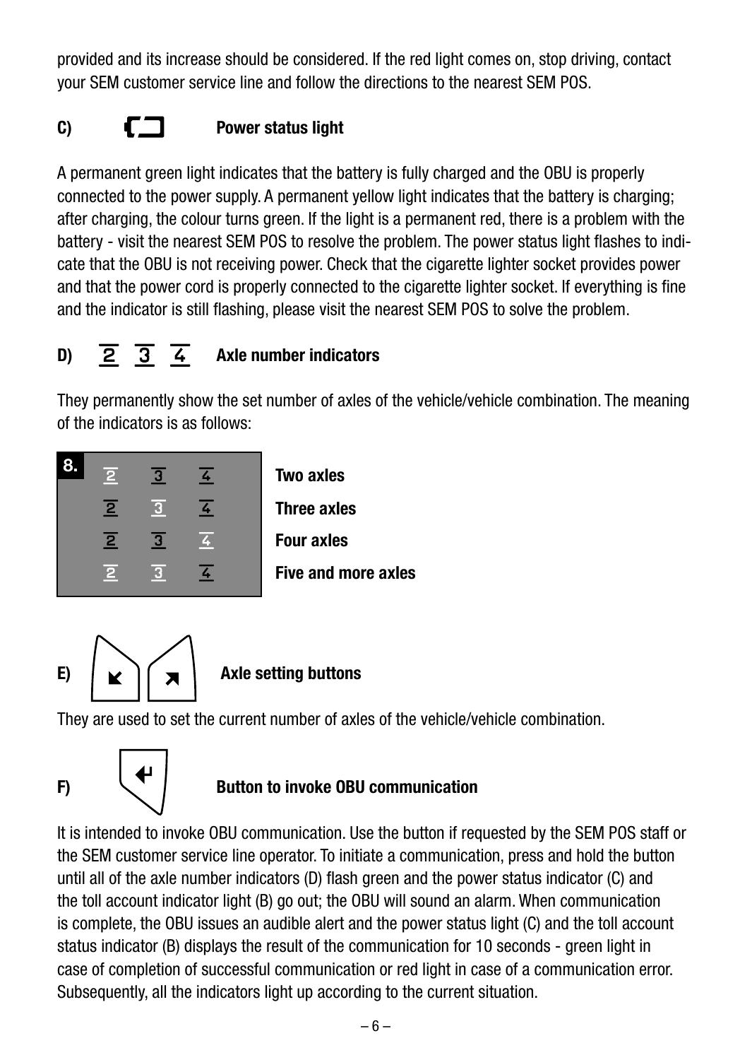provided and its increase should be considered. If the red light comes on, stop driving, contact your SEM customer service line and follow the directions to the nearest SEM POS.

**C) Power status light**

A permanent green light indicates that the battery is fully charged and the OBU is properly connected to the power supply. A permanent yellow light indicates that the battery is charging; after charging, the colour turns green. If the light is a permanent red, there is a problem with the battery - visit the nearest SEM POS to resolve the problem. The power status light flashes to indicate that the OBU is not receiving power. Check that the cigarette lighter socket provides power and that the power cord is properly connected to the cigarette lighter socket. If everything is fine and the indicator is still flashing, please visit the nearest SEM POS to solve the problem.

**D) 2 3 4 Axle number indicators**

They permanently show the set number of axles of the vehicle/vehicle combination. The meaning of the indicators is as follows:

| 8. | | | | |
|---|---|---|---|---|
| | 2 | 3 | 4 | **Two axles** |
| | 2 | 3 | 4 | **Three axles** |
| | 2 | 3 | 4 | **Four axles** |
| | 2 | 3 | 4 | **Five and more axles** |

**E) Axle setting buttons**

They are used to set the current number of axles of the vehicle/vehicle combination.

**F) Button to invoke OBU communication**

It is intended to invoke OBU communication. Use the button if requested by the SEM POS staff or the SEM customer service line operator. To initiate a communication, press and hold the button until all of the axle number indicators (D) flash green and the power status indicator (C) and the toll account indicator light (B) go out; the OBU will sound an alarm. When communication is complete, the OBU issues an audible alert and the power status light (C) and the toll account status indicator (B) displays the result of the communication for 10 seconds - green light in case of completion of successful communication or red light in case of a communication error. Subsequently, all the indicators light up according to the current situation.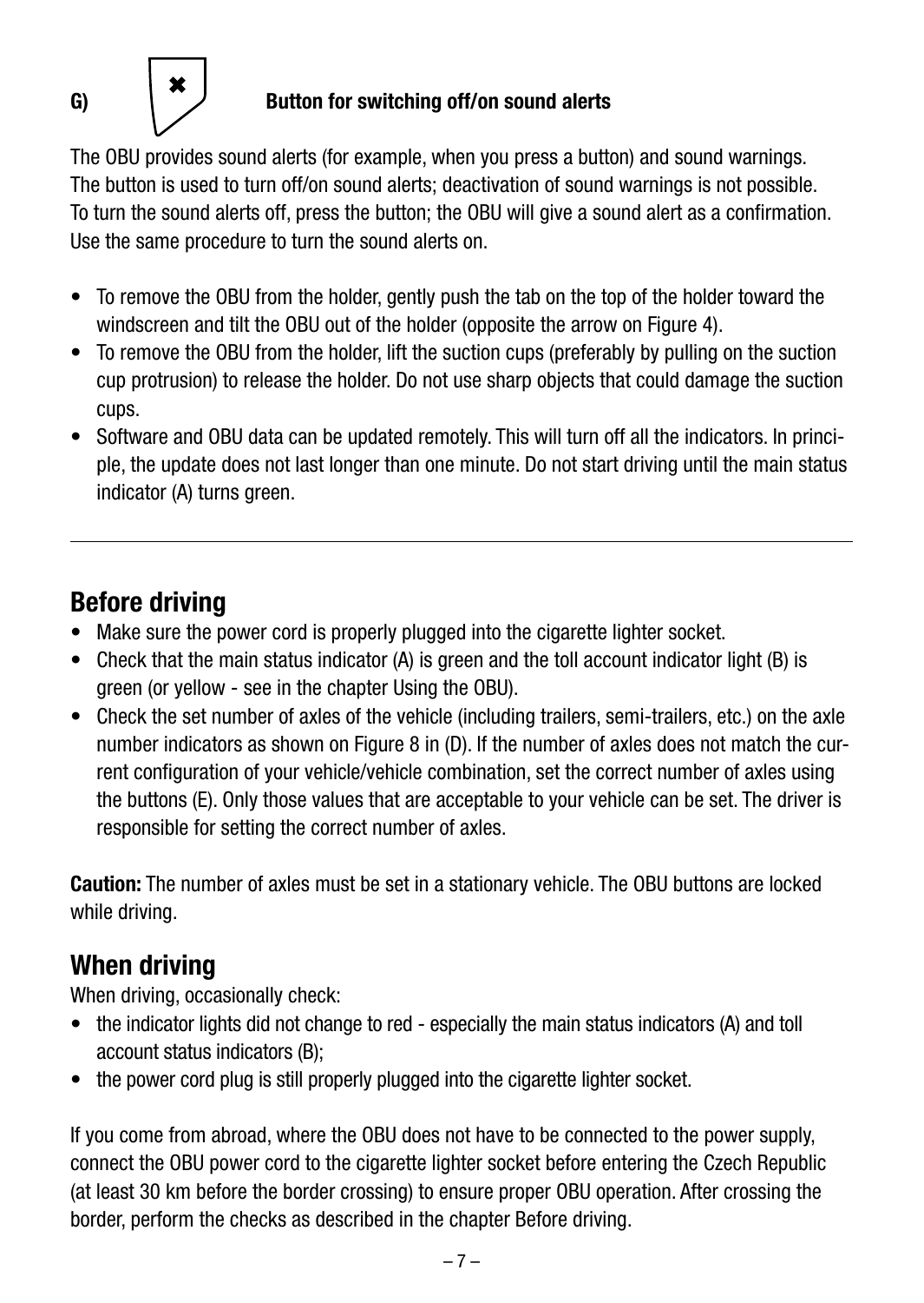**G)** ✖ **Button for switching off/on sound alerts**

The OBU provides sound alerts (for example, when you press a button) and sound warnings. The button is used to turn off/on sound alerts; deactivation of sound warnings is not possible. To turn the sound alerts off, press the button; the OBU will give a sound alert as a confirmation. Use the same procedure to turn the sound alerts on.

- To remove the OBU from the holder, gently push the tab on the top of the holder toward the windscreen and tilt the OBU out of the holder (opposite the arrow on Figure 4).
- To remove the OBU from the holder, lift the suction cups (preferably by pulling on the suction cup protrusion) to release the holder. Do not use sharp objects that could damage the suction cups.
- Software and OBU data can be updated remotely. This will turn off all the indicators. In principle, the update does not last longer than one minute. Do not start driving until the main status indicator (A) turns green.

---

## Before driving

- Make sure the power cord is properly plugged into the cigarette lighter socket.
- Check that the main status indicator (A) is green and the toll account indicator light (B) is green (or yellow - see in the chapter Using the OBU).
- Check the set number of axles of the vehicle (including trailers, semi-trailers, etc.) on the axle number indicators as shown on Figure 8 in (D). If the number of axles does not match the current configuration of your vehicle/vehicle combination, set the correct number of axles using the buttons (E). Only those values that are acceptable to your vehicle can be set. The driver is responsible for setting the correct number of axles.

**Caution:** The number of axles must be set in a stationary vehicle. The OBU buttons are locked while driving.

## When driving

When driving, occasionally check:

- the indicator lights did not change to red - especially the main status indicators (A) and toll account status indicators (B);
- the power cord plug is still properly plugged into the cigarette lighter socket.

If you come from abroad, where the OBU does not have to be connected to the power supply, connect the OBU power cord to the cigarette lighter socket before entering the Czech Republic (at least 30 km before the border crossing) to ensure proper OBU operation. After crossing the border, perform the checks as described in the chapter Before driving.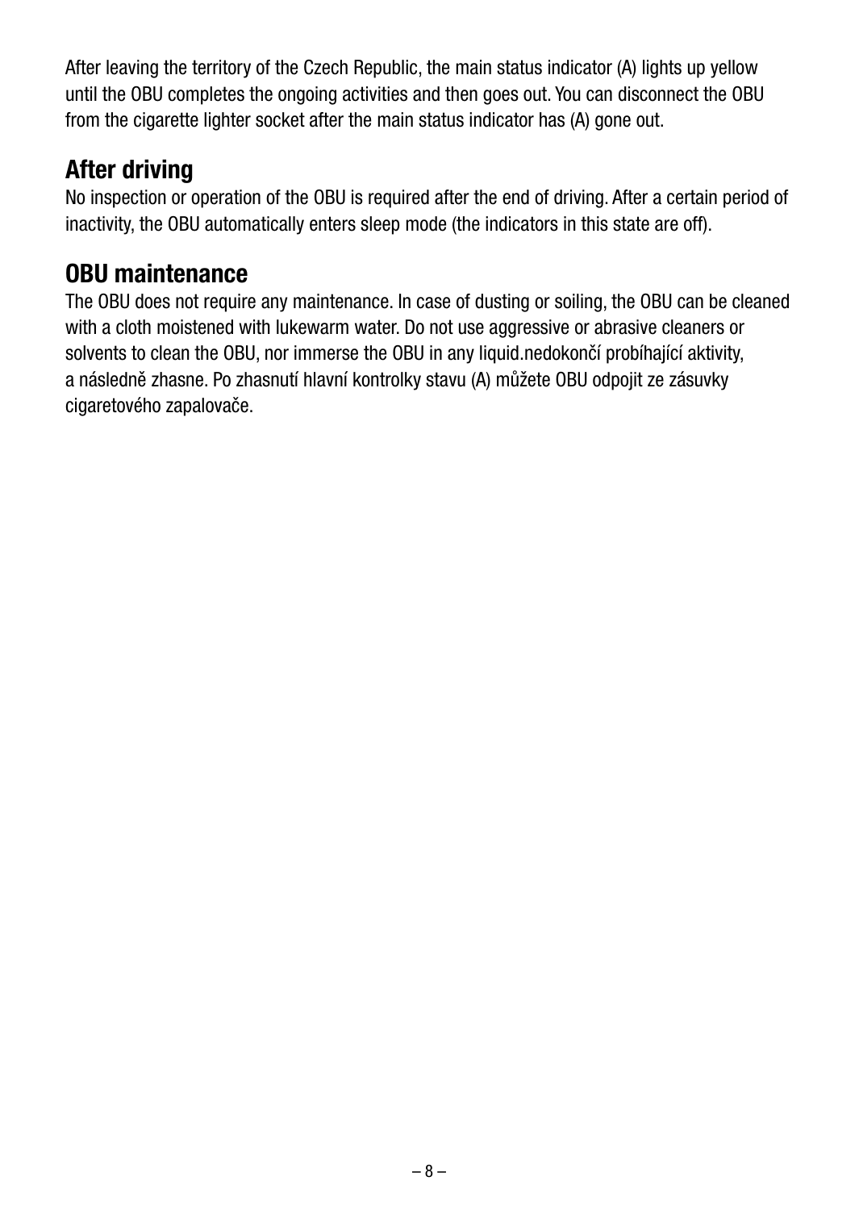After leaving the territory of the Czech Republic, the main status indicator (A) lights up yellow until the OBU completes the ongoing activities and then goes out. You can disconnect the OBU from the cigarette lighter socket after the main status indicator has (A) gone out.

## After driving

No inspection or operation of the OBU is required after the end of driving. After a certain period of inactivity, the OBU automatically enters sleep mode (the indicators in this state are off).

## OBU maintenance

The OBU does not require any maintenance. In case of dusting or soiling, the OBU can be cleaned with a cloth moistened with lukewarm water. Do not use aggressive or abrasive cleaners or solvents to clean the OBU, nor immerse the OBU in any liquid.nedokončí probíhající aktivity, a následně zhasne. Po zhasnutí hlavní kontrolky stavu (A) můžete OBU odpojit ze zásuvky cigaretového zapalovače.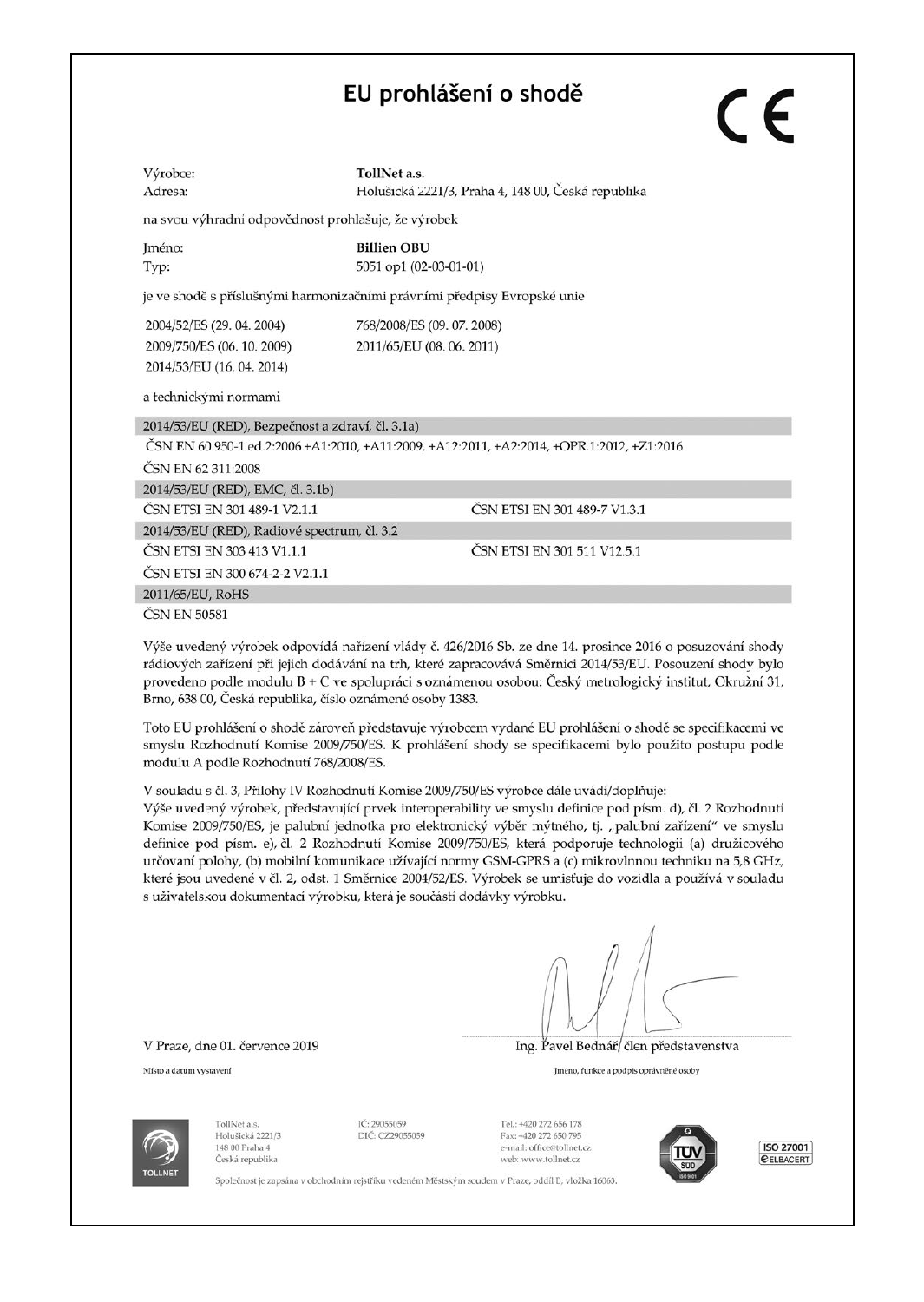# EU prohlášení o shodě

CE

| | |
|---|---|
| Výrobce: | **TollNet a.s.** |
| Adresa: | Holušická 2221/3, Praha 4, 148 00, Česká republika |

na svou výhradní odpovědnost prohlašuje, že výrobek

| | |
|---|---|
| Jméno: | **Billien OBU** |
| Typ: | 5051 op1 (02-03-01-01) |

je ve shodě s příslušnými harmonizačními právními předpisy Evropské unie

| | |
|---|---|
| 2004/52/ES (29. 04. 2004) | 768/2008/ES (09. 07. 2008) |
| 2009/750/ES (06. 10. 2009) | 2011/65/EU (08. 06. 2011) |
| 2014/53/EU (16. 04. 2014) | |

a technickými normami

| | |
|---|---|
| 2014/53/EU (RED), Bezpečnost a zdraví, čl. 3.1a) | |
| ČSN EN 60 950-1 ed.2:2006 +A1:2010, +A11:2009, +A12:2011, +A2:2014, +OPR.1:2012, +Z1:2016 | |
| ČSN EN 62 311:2008 | |
| 2014/53/EU (RED), EMC, čl. 3.1b) | |
| ČSN ETSI EN 301 489-1 V2.1.1 | ČSN ETSI EN 301 489-7 V1.3.1 |
| 2014/53/EU (RED), Radiové spectrum, čl. 3.2 | |
| ČSN ETSI EN 303 413 V1.1.1 | ČSN ETSI EN 301 511 V12.5.1 |
| ČSN ETSI EN 300 674-2-2 V2.1.1 | |
| 2011/65/EU, RoHS | |
| ČSN EN 50581 | |

Výše uvedený výrobek odpovídá nařízení vlády č. 426/2016 Sb. ze dne 14. prosince 2016 o posuzování shody rádiových zařízení při jejich dodávání na trh, které zapracovává Směrnici 2014/53/EU. Posouzení shody bylo provedeno podle modulu B + C ve spolupráci s oznámenou osobou: Český metrologický institut, Okružní 31, Brno, 638 00, Česká republika, číslo oznámené osoby 1383.

Toto EU prohlášení o shodě zároveň představuje výrobcem vydané EU prohlášení o shodě se specifikacemi ve smyslu Rozhodnutí Komise 2009/750/ES. K prohlášení shody se specifikacemi bylo použito postupu podle modulu A podle Rozhodnutí 768/2008/ES.

V souladu s čl. 3, Přílohy IV Rozhodnutí Komise 2009/750/ES výrobce dále uvádí/doplňuje:
Výše uvedený výrobek, představující prvek interoperability ve smyslu definice pod písm. d), čl. 2 Rozhodnutí Komise 2009/750/ES, je palubní jednotka pro elektronický výběr mýtného, tj. „palubní zařízení" ve smyslu definice pod písm. e), čl. 2 Rozhodnutí Komise 2009/750/ES, která podporuje technologii (a) družicového určování polohy, (b) mobilní komunikace užívající normy GSM-GPRS a (c) mikrovlnnou techniku na 5,8 GHz, které jsou uvedené v čl. 2, odst. 1 Směrnice 2004/52/ES. Výrobek se umisťuje do vozidla a používá v souladu s uživatelskou dokumentací výrobku, která je součástí dodávky výrobku.

V Praze, dne 01. července 2019

Místo a datum vystavení

Ing. Pavel Bednář, člen představenstva

Jméno, funkce a podpis oprávněné osoby

TollNet a.s.
Holušická 2221/3
148 00 Praha 4
Česká republika

IČ: 29055059
DIČ: CZ29055059

Tel.: +420 272 656 178
Fax: +420 272 650 795
e-mail: office@tollnet.cz
web: www.tollnet.cz

Společnost je zapsána v obchodním rejstříku vedeném Městským soudem v Praze, oddíl B, vložka 16063.

ISO 27001 ELBACERT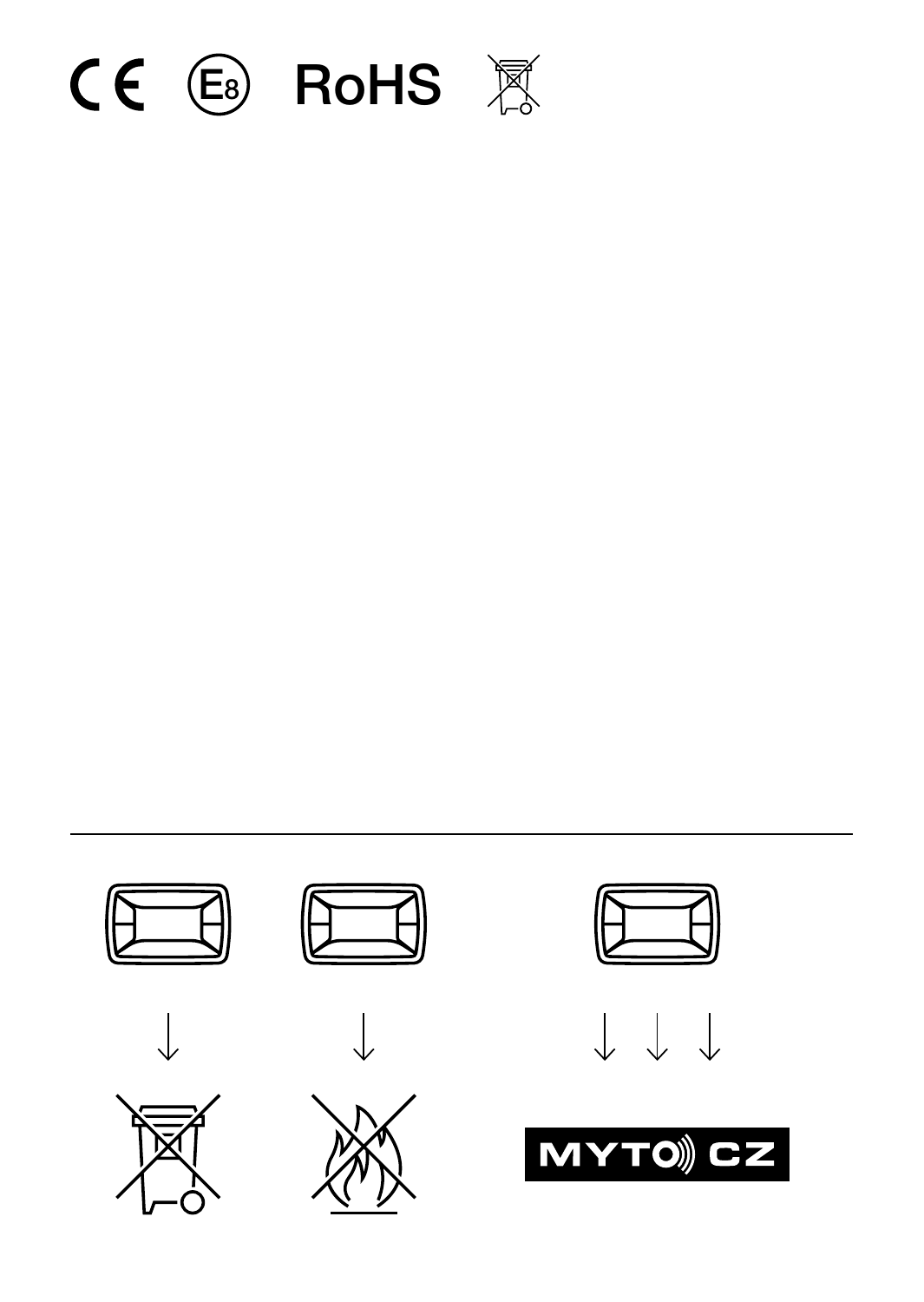CE E8 RoHS

MYTO CZ